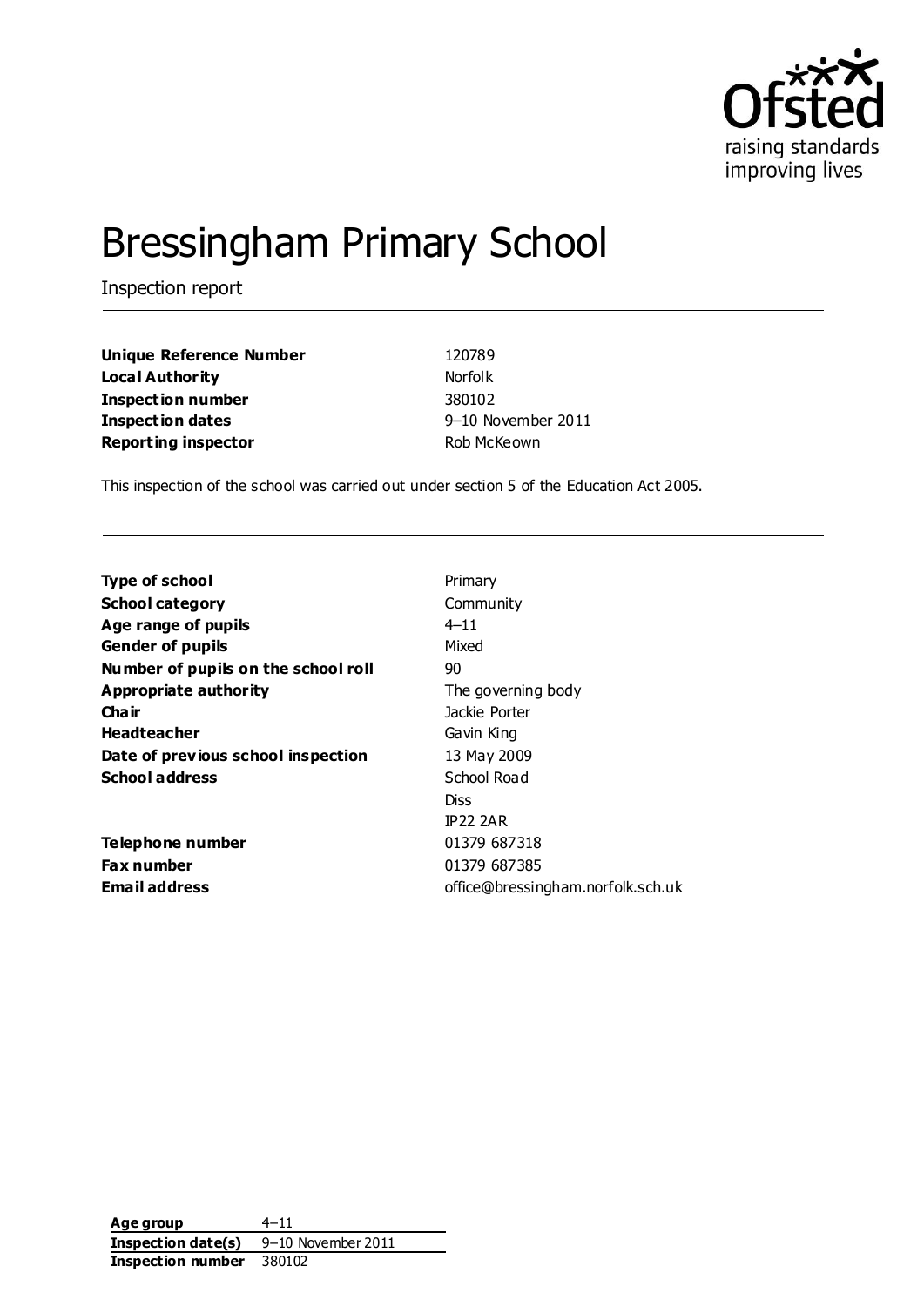# Bressingham Primary School

Inspection report

| | |
|---|---|
| **Unique Reference Number** | 120789 |
| **Local Authority** | Norfolk |
| **Inspection number** | 380102 |
| **Inspection dates** | 9–10 November 2011 |
| **Reporting inspector** | Rob McKeown |

This inspection of the school was carried out under section 5 of the Education Act 2005.

| | |
|---|---|
| **Type of school** | Primary |
| **School category** | Community |
| **Age range of pupils** | 4–11 |
| **Gender of pupils** | Mixed |
| **Number of pupils on the school roll** | 90 |
| **Appropriate authority** | The governing body |
| **Chair** | Jackie Porter |
| **Headteacher** | Gavin King |
| **Date of previous school inspection** | 13 May 2009 |
| **School address** | School Road<br>Diss<br>IP22 2AR |
| **Telephone number** | 01379 687318 |
| **Fax number** | 01379 687385 |
| **Email address** | office@bressingham.norfolk.sch.uk |

| | |
|---|---|
| **Age group** | 4–11 |
| **Inspection date(s)** | 9–10 November 2011 |
| **Inspection number** | 380102 |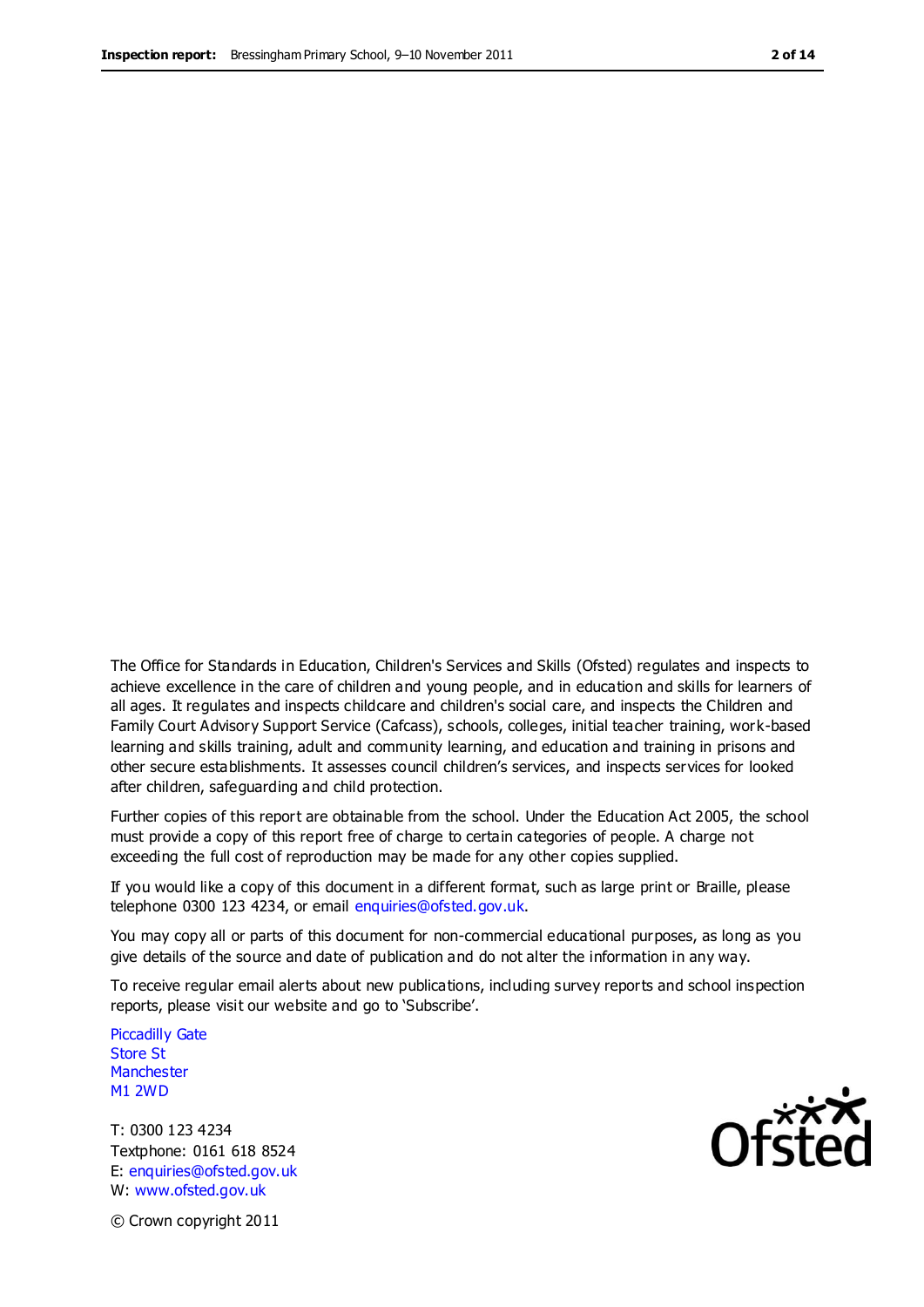The Office for Standards in Education, Children's Services and Skills (Ofsted) regulates and inspects to achieve excellence in the care of children and young people, and in education and skills for learners of all ages. It regulates and inspects childcare and children's social care, and inspects the Children and Family Court Advisory Support Service (Cafcass), schools, colleges, initial teacher training, work-based learning and skills training, adult and community learning, and education and training in prisons and other secure establishments. It assesses council children's services, and inspects services for looked after children, safeguarding and child protection.

Further copies of this report are obtainable from the school. Under the Education Act 2005, the school must provide a copy of this report free of charge to certain categories of people. A charge not exceeding the full cost of reproduction may be made for any other copies supplied.

If you would like a copy of this document in a different format, such as large print or Braille, please telephone 0300 123 4234, or email enquiries@ofsted.gov.uk.

You may copy all or parts of this document for non-commercial educational purposes, as long as you give details of the source and date of publication and do not alter the information in any way.

To receive regular email alerts about new publications, including survey reports and school inspection reports, please visit our website and go to 'Subscribe'.

Piccadilly Gate
Store St
Manchester
M1 2WD

T: 0300 123 4234
Textphone: 0161 618 8524
E: enquiries@ofsted.gov.uk
W: www.ofsted.gov.uk

© Crown copyright 2011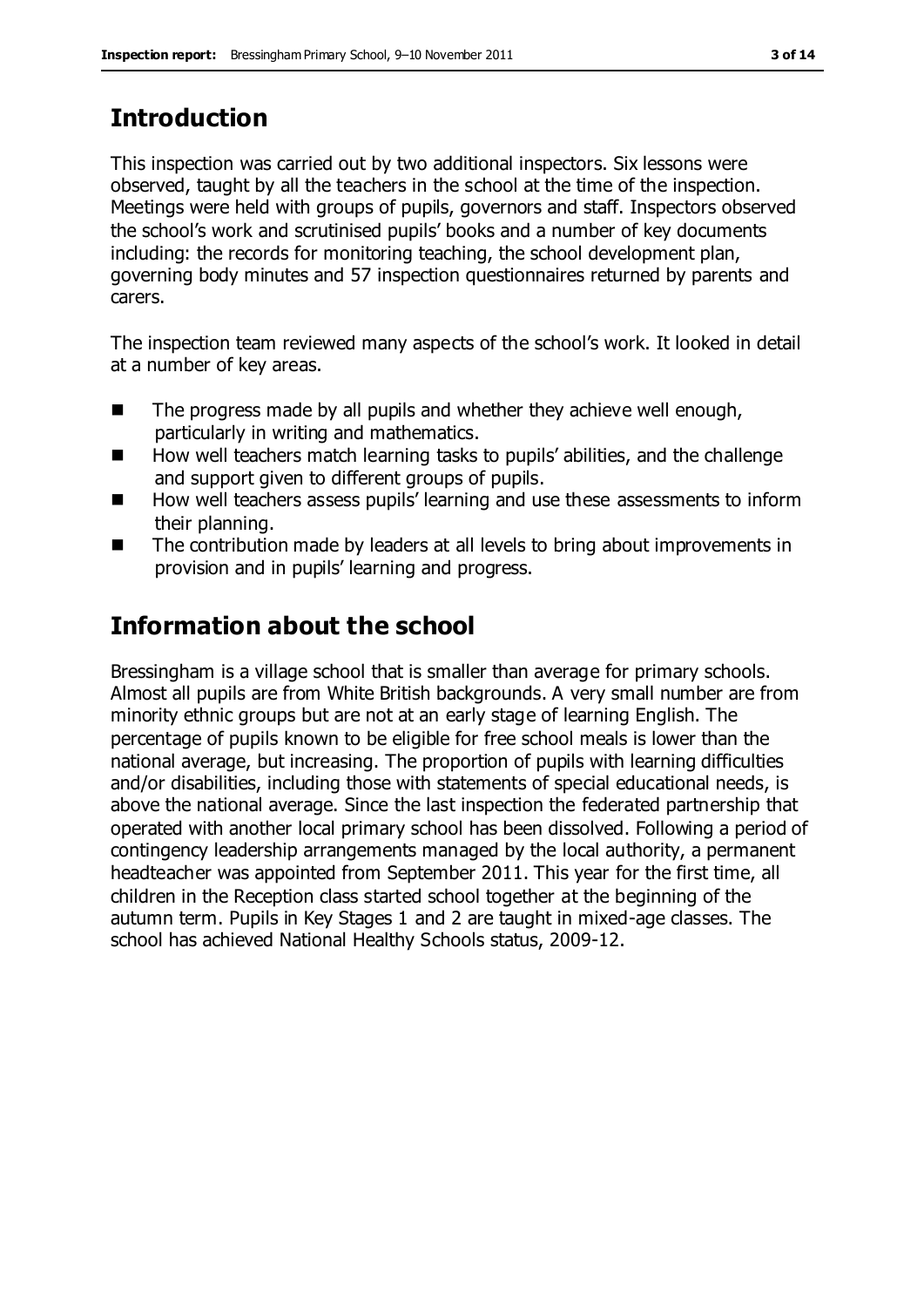## Introduction

This inspection was carried out by two additional inspectors. Six lessons were observed, taught by all the teachers in the school at the time of the inspection. Meetings were held with groups of pupils, governors and staff. Inspectors observed the school's work and scrutinised pupils' books and a number of key documents including: the records for monitoring teaching, the school development plan, governing body minutes and 57 inspection questionnaires returned by parents and carers.

The inspection team reviewed many aspects of the school's work. It looked in detail at a number of key areas.

- The progress made by all pupils and whether they achieve well enough, particularly in writing and mathematics.
- How well teachers match learning tasks to pupils' abilities, and the challenge and support given to different groups of pupils.
- How well teachers assess pupils' learning and use these assessments to inform their planning.
- The contribution made by leaders at all levels to bring about improvements in provision and in pupils' learning and progress.

## Information about the school

Bressingham is a village school that is smaller than average for primary schools. Almost all pupils are from White British backgrounds. A very small number are from minority ethnic groups but are not at an early stage of learning English. The percentage of pupils known to be eligible for free school meals is lower than the national average, but increasing. The proportion of pupils with learning difficulties and/or disabilities, including those with statements of special educational needs, is above the national average. Since the last inspection the federated partnership that operated with another local primary school has been dissolved. Following a period of contingency leadership arrangements managed by the local authority, a permanent headteacher was appointed from September 2011. This year for the first time, all children in the Reception class started school together at the beginning of the autumn term. Pupils in Key Stages 1 and 2 are taught in mixed-age classes. The school has achieved National Healthy Schools status, 2009-12.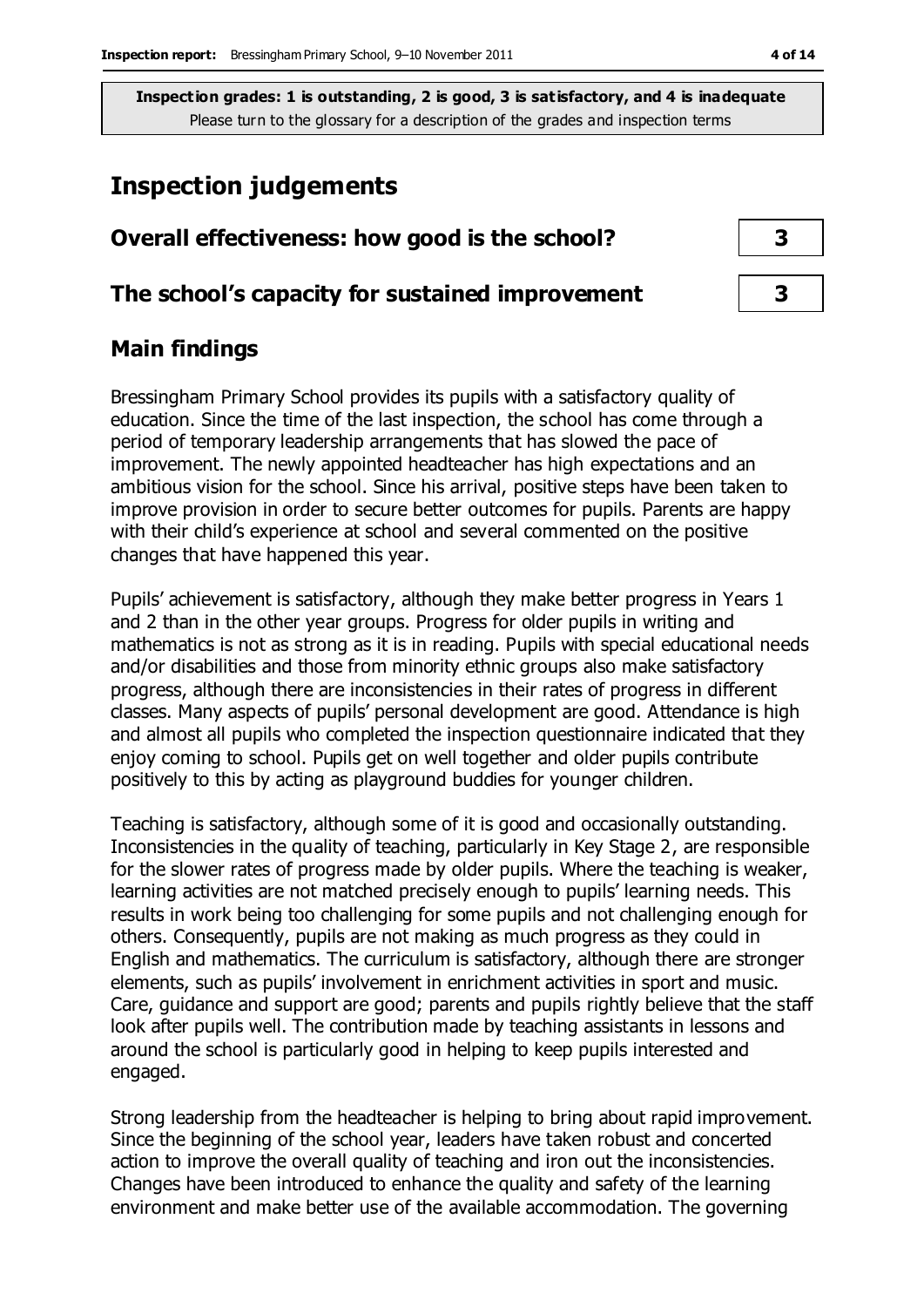**Inspection grades: 1 is outstanding, 2 is good, 3 is satisfactory, and 4 is inadequate**
Please turn to the glossary for a description of the grades and inspection terms

# Inspection judgements

| Overall effectiveness: how good is the school? | 3 |
|---|---|
| **The school's capacity for sustained improvement** | **3** |

## Main findings

Bressingham Primary School provides its pupils with a satisfactory quality of education. Since the time of the last inspection, the school has come through a period of temporary leadership arrangements that has slowed the pace of improvement. The newly appointed headteacher has high expectations and an ambitious vision for the school. Since his arrival, positive steps have been taken to improve provision in order to secure better outcomes for pupils. Parents are happy with their child's experience at school and several commented on the positive changes that have happened this year.

Pupils' achievement is satisfactory, although they make better progress in Years 1 and 2 than in the other year groups. Progress for older pupils in writing and mathematics is not as strong as it is in reading. Pupils with special educational needs and/or disabilities and those from minority ethnic groups also make satisfactory progress, although there are inconsistencies in their rates of progress in different classes. Many aspects of pupils' personal development are good. Attendance is high and almost all pupils who completed the inspection questionnaire indicated that they enjoy coming to school. Pupils get on well together and older pupils contribute positively to this by acting as playground buddies for younger children.

Teaching is satisfactory, although some of it is good and occasionally outstanding. Inconsistencies in the quality of teaching, particularly in Key Stage 2, are responsible for the slower rates of progress made by older pupils. Where the teaching is weaker, learning activities are not matched precisely enough to pupils' learning needs. This results in work being too challenging for some pupils and not challenging enough for others. Consequently, pupils are not making as much progress as they could in English and mathematics. The curriculum is satisfactory, although there are stronger elements, such as pupils' involvement in enrichment activities in sport and music. Care, guidance and support are good; parents and pupils rightly believe that the staff look after pupils well. The contribution made by teaching assistants in lessons and around the school is particularly good in helping to keep pupils interested and engaged.

Strong leadership from the headteacher is helping to bring about rapid improvement. Since the beginning of the school year, leaders have taken robust and concerted action to improve the overall quality of teaching and iron out the inconsistencies. Changes have been introduced to enhance the quality and safety of the learning environment and make better use of the available accommodation. The governing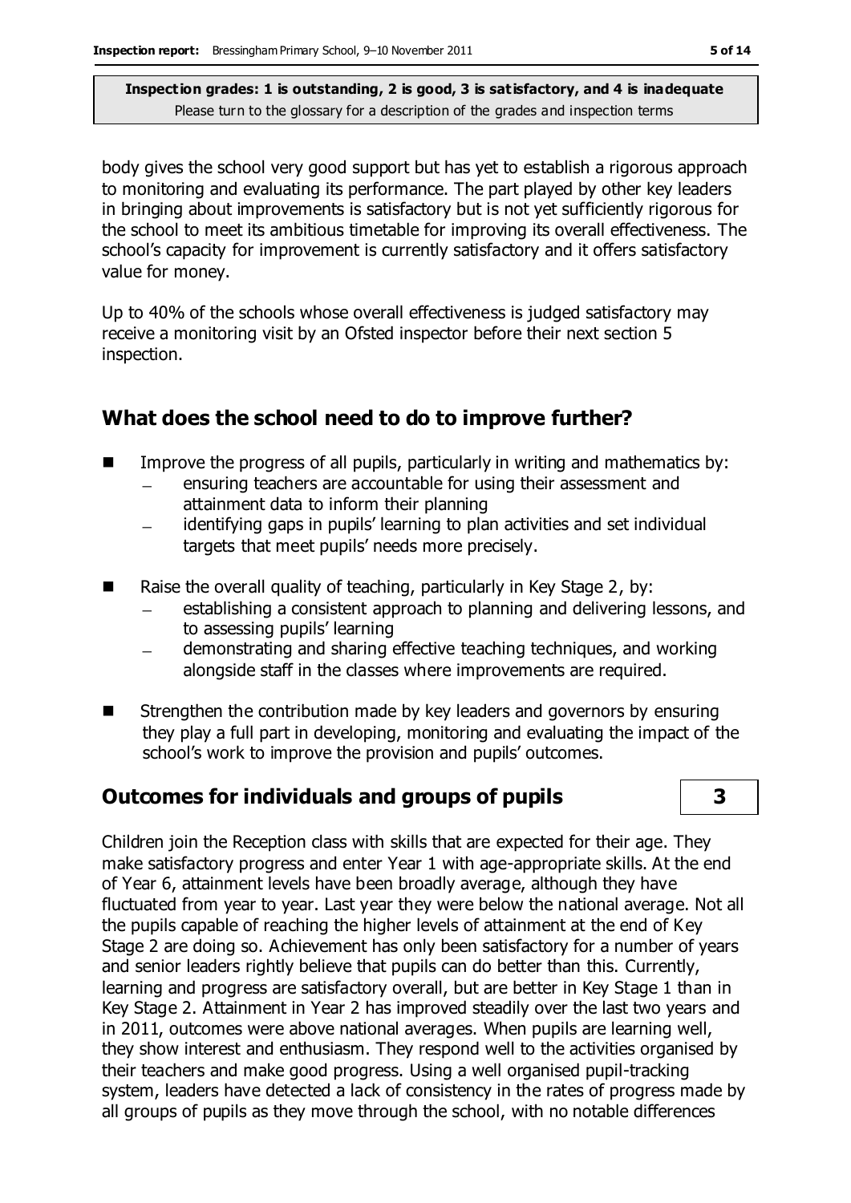body gives the school very good support but has yet to establish a rigorous approach to monitoring and evaluating its performance. The part played by other key leaders in bringing about improvements is satisfactory but is not yet sufficiently rigorous for the school to meet its ambitious timetable for improving its overall effectiveness. The school's capacity for improvement is currently satisfactory and it offers satisfactory value for money.

Up to 40% of the schools whose overall effectiveness is judged satisfactory may receive a monitoring visit by an Ofsted inspector before their next section 5 inspection.

## What does the school need to do to improve further?

- Improve the progress of all pupils, particularly in writing and mathematics by:
  - ensuring teachers are accountable for using their assessment and attainment data to inform their planning
  - identifying gaps in pupils' learning to plan activities and set individual targets that meet pupils' needs more precisely.
- Raise the overall quality of teaching, particularly in Key Stage 2, by:
  - establishing a consistent approach to planning and delivering lessons, and to assessing pupils' learning
  - demonstrating and sharing effective teaching techniques, and working alongside staff in the classes where improvements are required.
- Strengthen the contribution made by key leaders and governors by ensuring they play a full part in developing, monitoring and evaluating the impact of the school's work to improve the provision and pupils' outcomes.

## Outcomes for individuals and groups of pupils — 3

Children join the Reception class with skills that are expected for their age. They make satisfactory progress and enter Year 1 with age-appropriate skills. At the end of Year 6, attainment levels have been broadly average, although they have fluctuated from year to year. Last year they were below the national average. Not all the pupils capable of reaching the higher levels of attainment at the end of Key Stage 2 are doing so. Achievement has only been satisfactory for a number of years and senior leaders rightly believe that pupils can do better than this. Currently, learning and progress are satisfactory overall, but are better in Key Stage 1 than in Key Stage 2. Attainment in Year 2 has improved steadily over the last two years and in 2011, outcomes were above national averages. When pupils are learning well, they show interest and enthusiasm. They respond well to the activities organised by their teachers and make good progress. Using a well organised pupil-tracking system, leaders have detected a lack of consistency in the rates of progress made by all groups of pupils as they move through the school, with no notable differences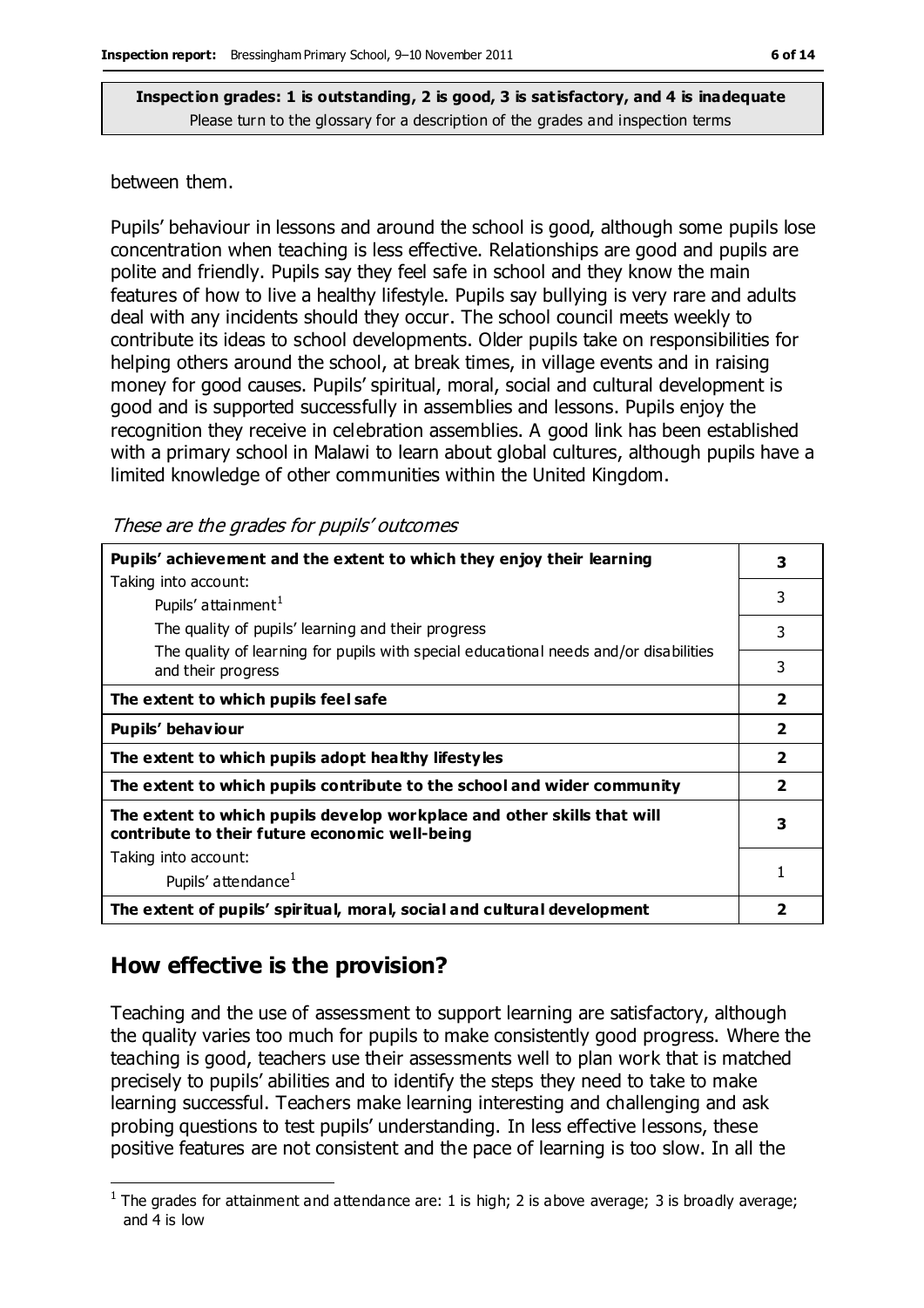**Inspection grades: 1 is outstanding, 2 is good, 3 is satisfactory, and 4 is inadequate**
Please turn to the glossary for a description of the grades and inspection terms

between them.

Pupils' behaviour in lessons and around the school is good, although some pupils lose concentration when teaching is less effective. Relationships are good and pupils are polite and friendly. Pupils say they feel safe in school and they know the main features of how to live a healthy lifestyle. Pupils say bullying is very rare and adults deal with any incidents should they occur. The school council meets weekly to contribute its ideas to school developments. Older pupils take on responsibilities for helping others around the school, at break times, in village events and in raising money for good causes. Pupils' spiritual, moral, social and cultural development is good and is supported successfully in assemblies and lessons. Pupils enjoy the recognition they receive in celebration assemblies. A good link has been established with a primary school in Malawi to learn about global cultures, although pupils have a limited knowledge of other communities within the United Kingdom.

*These are the grades for pupils' outcomes*

| | |
|---|---|
| **Pupils' achievement and the extent to which they enjoy their learning** | **3** |
| Taking into account: Pupils' attainment[1] | 3 |
| The quality of pupils' learning and their progress | 3 |
| The quality of learning for pupils with special educational needs and/or disabilities and their progress | 3 |
| **The extent to which pupils feel safe** | **2** |
| **Pupils' behaviour** | **2** |
| **The extent to which pupils adopt healthy lifestyles** | **2** |
| **The extent to which pupils contribute to the school and wider community** | **2** |
| **The extent to which pupils develop workplace and other skills that will contribute to their future economic well-being** | **3** |
| Taking into account: Pupils' attendance[1] | 1 |
| **The extent of pupils' spiritual, moral, social and cultural development** | **2** |

## How effective is the provision?

Teaching and the use of assessment to support learning are satisfactory, although the quality varies too much for pupils to make consistently good progress. Where the teaching is good, teachers use their assessments well to plan work that is matched precisely to pupils' abilities and to identify the steps they need to take to make learning successful. Teachers make learning interesting and challenging and ask probing questions to test pupils' understanding. In less effective lessons, these positive features are not consistent and the pace of learning is too slow. In all the

[1] The grades for attainment and attendance are: 1 is high; 2 is above average; 3 is broadly average; and 4 is low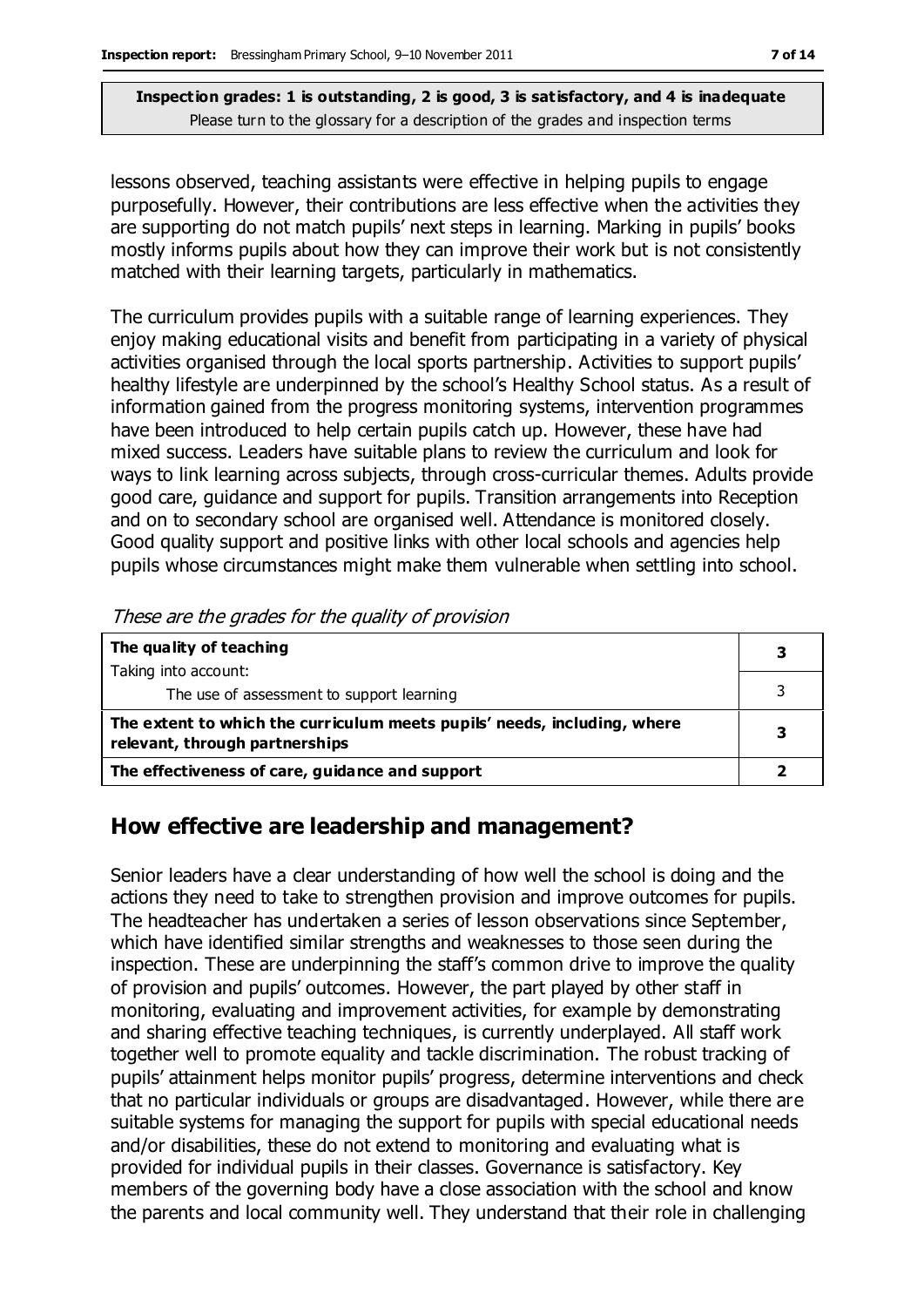**Inspection grades: 1 is outstanding, 2 is good, 3 is satisfactory, and 4 is inadequate**
Please turn to the glossary for a description of the grades and inspection terms

lessons observed, teaching assistants were effective in helping pupils to engage purposefully. However, their contributions are less effective when the activities they are supporting do not match pupils' next steps in learning. Marking in pupils' books mostly informs pupils about how they can improve their work but is not consistently matched with their learning targets, particularly in mathematics.

The curriculum provides pupils with a suitable range of learning experiences. They enjoy making educational visits and benefit from participating in a variety of physical activities organised through the local sports partnership. Activities to support pupils' healthy lifestyle are underpinned by the school's Healthy School status. As a result of information gained from the progress monitoring systems, intervention programmes have been introduced to help certain pupils catch up. However, these have had mixed success. Leaders have suitable plans to review the curriculum and look for ways to link learning across subjects, through cross-curricular themes. Adults provide good care, guidance and support for pupils. Transition arrangements into Reception and on to secondary school are organised well. Attendance is monitored closely. Good quality support and positive links with other local schools and agencies help pupils whose circumstances might make them vulnerable when settling into school.

*These are the grades for the quality of provision*

| | |
|---|---|
| **The quality of teaching** <br> Taking into account: | **3** |
| The use of assessment to support learning | 3 |
| **The extent to which the curriculum meets pupils' needs, including, where relevant, through partnerships** | **3** |
| **The effectiveness of care, guidance and support** | **2** |

## How effective are leadership and management?

Senior leaders have a clear understanding of how well the school is doing and the actions they need to take to strengthen provision and improve outcomes for pupils. The headteacher has undertaken a series of lesson observations since September, which have identified similar strengths and weaknesses to those seen during the inspection. These are underpinning the staff's common drive to improve the quality of provision and pupils' outcomes. However, the part played by other staff in monitoring, evaluating and improvement activities, for example by demonstrating and sharing effective teaching techniques, is currently underplayed. All staff work together well to promote equality and tackle discrimination. The robust tracking of pupils' attainment helps monitor pupils' progress, determine interventions and check that no particular individuals or groups are disadvantaged. However, while there are suitable systems for managing the support for pupils with special educational needs and/or disabilities, these do not extend to monitoring and evaluating what is provided for individual pupils in their classes. Governance is satisfactory. Key members of the governing body have a close association with the school and know the parents and local community well. They understand that their role in challenging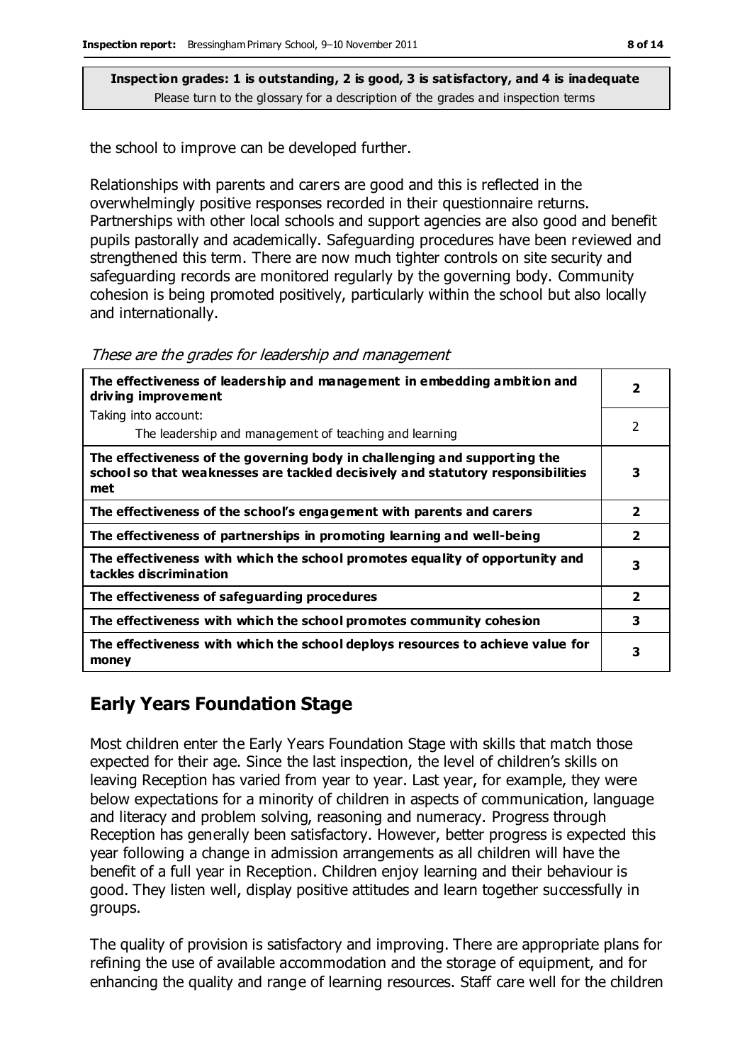**Inspection grades: 1 is outstanding, 2 is good, 3 is satisfactory, and 4 is inadequate**
Please turn to the glossary for a description of the grades and inspection terms

the school to improve can be developed further.

Relationships with parents and carers are good and this is reflected in the overwhelmingly positive responses recorded in their questionnaire returns. Partnerships with other local schools and support agencies are also good and benefit pupils pastorally and academically. Safeguarding procedures have been reviewed and strengthened this term. There are now much tighter controls on site security and safeguarding records are monitored regularly by the governing body. Community cohesion is being promoted positively, particularly within the school but also locally and internationally.

*These are the grades for leadership and management*

| | |
|---|---|
| **The effectiveness of leadership and management in embedding ambition and driving improvement** | **2** |
| Taking into account: The leadership and management of teaching and learning | 2 |
| **The effectiveness of the governing body in challenging and supporting the school so that weaknesses are tackled decisively and statutory responsibilities met** | **3** |
| **The effectiveness of the school's engagement with parents and carers** | **2** |
| **The effectiveness of partnerships in promoting learning and well-being** | **2** |
| **The effectiveness with which the school promotes equality of opportunity and tackles discrimination** | **3** |
| **The effectiveness of safeguarding procedures** | **2** |
| **The effectiveness with which the school promotes community cohesion** | **3** |
| **The effectiveness with which the school deploys resources to achieve value for money** | **3** |

## Early Years Foundation Stage

Most children enter the Early Years Foundation Stage with skills that match those expected for their age. Since the last inspection, the level of children's skills on leaving Reception has varied from year to year. Last year, for example, they were below expectations for a minority of children in aspects of communication, language and literacy and problem solving, reasoning and numeracy. Progress through Reception has generally been satisfactory. However, better progress is expected this year following a change in admission arrangements as all children will have the benefit of a full year in Reception. Children enjoy learning and their behaviour is good. They listen well, display positive attitudes and learn together successfully in groups.

The quality of provision is satisfactory and improving. There are appropriate plans for refining the use of available accommodation and the storage of equipment, and for enhancing the quality and range of learning resources. Staff care well for the children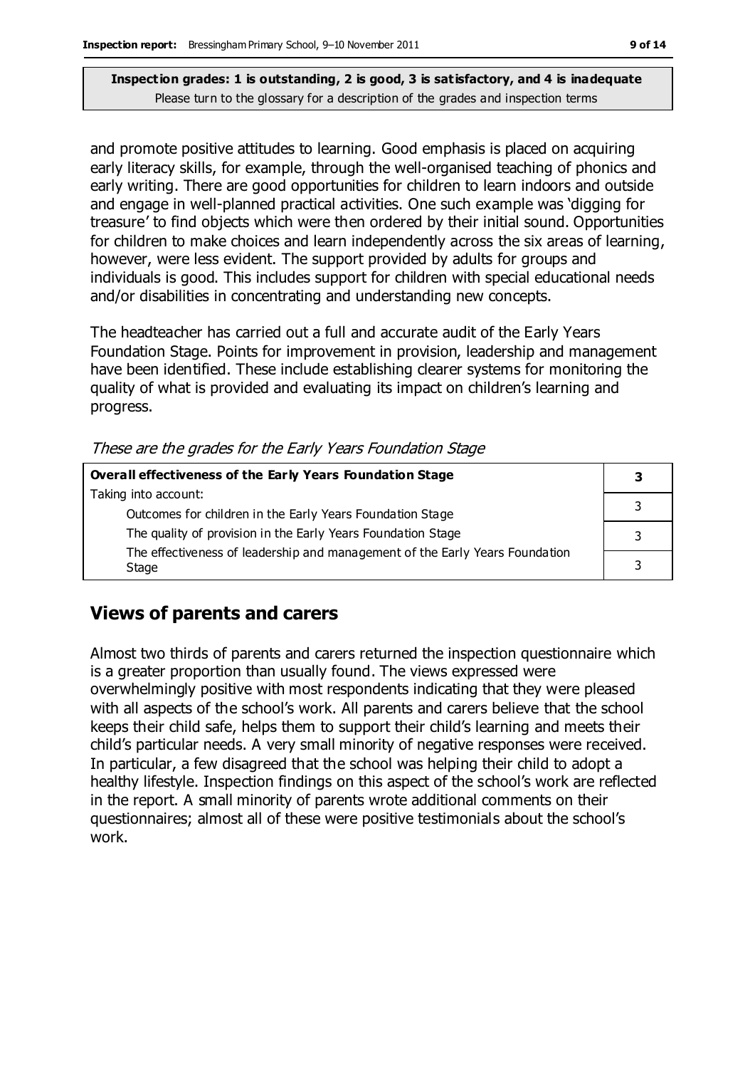and promote positive attitudes to learning. Good emphasis is placed on acquiring early literacy skills, for example, through the well-organised teaching of phonics and early writing. There are good opportunities for children to learn indoors and outside and engage in well-planned practical activities. One such example was 'digging for treasure' to find objects which were then ordered by their initial sound. Opportunities for children to make choices and learn independently across the six areas of learning, however, were less evident. The support provided by adults for groups and individuals is good. This includes support for children with special educational needs and/or disabilities in concentrating and understanding new concepts.

The headteacher has carried out a full and accurate audit of the Early Years Foundation Stage. Points for improvement in provision, leadership and management have been identified. These include establishing clearer systems for monitoring the quality of what is provided and evaluating its impact on children's learning and progress.

*These are the grades for the Early Years Foundation Stage*

| **Overall effectiveness of the Early Years Foundation Stage** | **3** |
|---|---|
| Taking into account: | |
| Outcomes for children in the Early Years Foundation Stage | 3 |
| The quality of provision in the Early Years Foundation Stage | 3 |
| The effectiveness of leadership and management of the Early Years Foundation Stage | 3 |

## Views of parents and carers

Almost two thirds of parents and carers returned the inspection questionnaire which is a greater proportion than usually found. The views expressed were overwhelmingly positive with most respondents indicating that they were pleased with all aspects of the school's work. All parents and carers believe that the school keeps their child safe, helps them to support their child's learning and meets their child's particular needs. A very small minority of negative responses were received. In particular, a few disagreed that the school was helping their child to adopt a healthy lifestyle. Inspection findings on this aspect of the school's work are reflected in the report. A small minority of parents wrote additional comments on their questionnaires; almost all of these were positive testimonials about the school's work.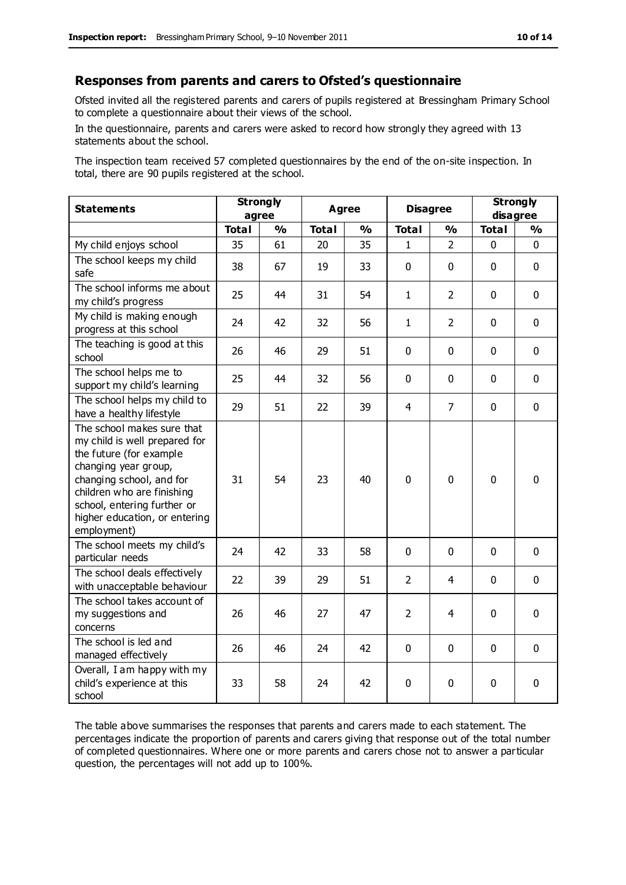## Responses from parents and carers to Ofsted's questionnaire

Ofsted invited all the registered parents and carers of pupils registered at Bressingham Primary School to complete a questionnaire about their views of the school.

In the questionnaire, parents and carers were asked to record how strongly they agreed with 13 statements about the school.

The inspection team received 57 completed questionnaires by the end of the on-site inspection. In total, there are 90 pupils registered at the school.

| Statements | Strongly agree | | Agree | | Disagree | | Strongly disagree | |
|---|---|---|---|---|---|---|---|---|
| | Total | % | Total | % | Total | % | Total | % |
| My child enjoys school | 35 | 61 | 20 | 35 | 1 | 2 | 0 | 0 |
| The school keeps my child safe | 38 | 67 | 19 | 33 | 0 | 0 | 0 | 0 |
| The school informs me about my child's progress | 25 | 44 | 31 | 54 | 1 | 2 | 0 | 0 |
| My child is making enough progress at this school | 24 | 42 | 32 | 56 | 1 | 2 | 0 | 0 |
| The teaching is good at this school | 26 | 46 | 29 | 51 | 0 | 0 | 0 | 0 |
| The school helps me to support my child's learning | 25 | 44 | 32 | 56 | 0 | 0 | 0 | 0 |
| The school helps my child to have a healthy lifestyle | 29 | 51 | 22 | 39 | 4 | 7 | 0 | 0 |
| The school makes sure that my child is well prepared for the future (for example changing year group, changing school, and for children who are finishing school, entering further or higher education, or entering employment) | 31 | 54 | 23 | 40 | 0 | 0 | 0 | 0 |
| The school meets my child's particular needs | 24 | 42 | 33 | 58 | 0 | 0 | 0 | 0 |
| The school deals effectively with unacceptable behaviour | 22 | 39 | 29 | 51 | 2 | 4 | 0 | 0 |
| The school takes account of my suggestions and concerns | 26 | 46 | 27 | 47 | 2 | 4 | 0 | 0 |
| The school is led and managed effectively | 26 | 46 | 24 | 42 | 0 | 0 | 0 | 0 |
| Overall, I am happy with my child's experience at this school | 33 | 58 | 24 | 42 | 0 | 0 | 0 | 0 |

The table above summarises the responses that parents and carers made to each statement. The percentages indicate the proportion of parents and carers giving that response out of the total number of completed questionnaires. Where one or more parents and carers chose not to answer a particular question, the percentages will not add up to 100%.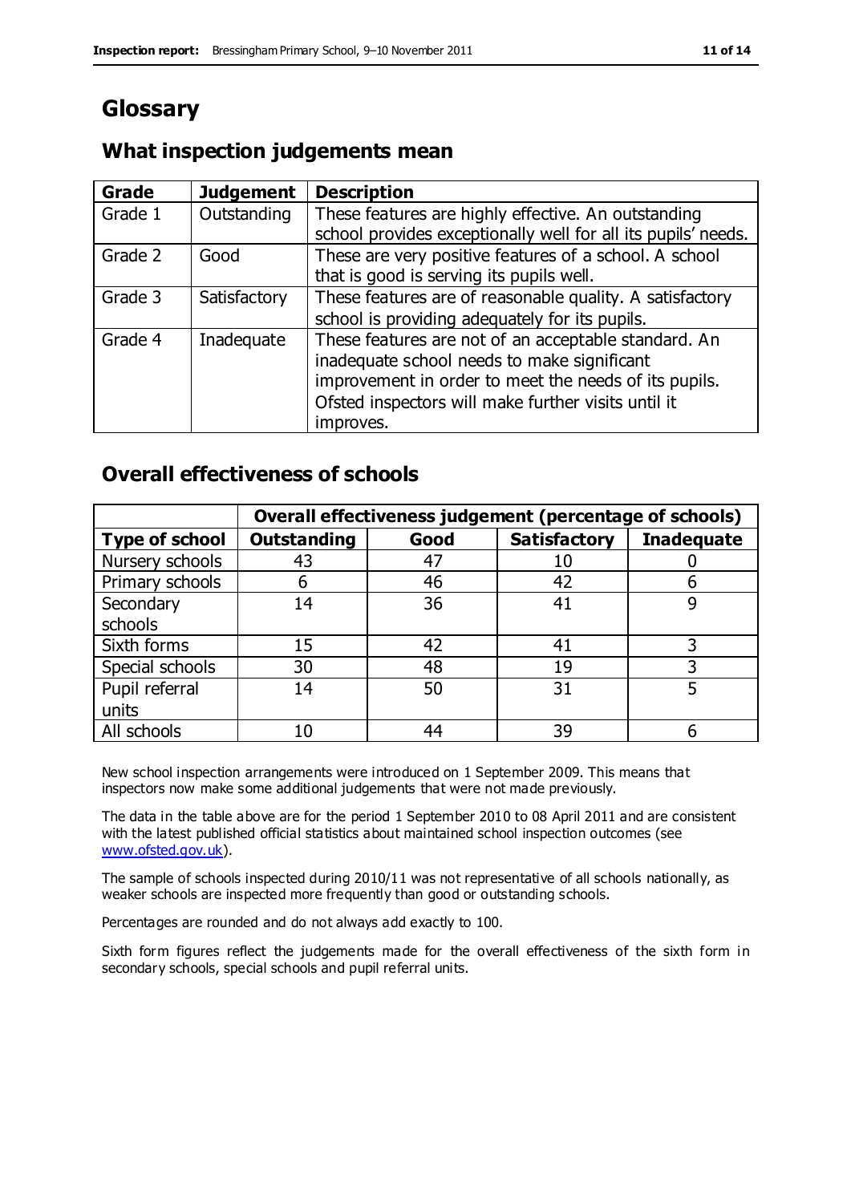# Glossary

## What inspection judgements mean

| Grade | Judgement | Description |
|---|---|---|
| Grade 1 | Outstanding | These features are highly effective. An outstanding school provides exceptionally well for all its pupils' needs. |
| Grade 2 | Good | These are very positive features of a school. A school that is good is serving its pupils well. |
| Grade 3 | Satisfactory | These features are of reasonable quality. A satisfactory school is providing adequately for its pupils. |
| Grade 4 | Inadequate | These features are not of an acceptable standard. An inadequate school needs to make significant improvement in order to meet the needs of its pupils. Ofsted inspectors will make further visits until it improves. |

## Overall effectiveness of schools

| | Overall effectiveness judgement (percentage of schools) | | | |
|---|---|---|---|---|
| **Type of school** | **Outstanding** | **Good** | **Satisfactory** | **Inadequate** |
| Nursery schools | 43 | 47 | 10 | 0 |
| Primary schools | 6 | 46 | 42 | 6 |
| Secondary schools | 14 | 36 | 41 | 9 |
| Sixth forms | 15 | 42 | 41 | 3 |
| Special schools | 30 | 48 | 19 | 3 |
| Pupil referral units | 14 | 50 | 31 | 5 |
| All schools | 10 | 44 | 39 | 6 |

New school inspection arrangements were introduced on 1 September 2009. This means that inspectors now make some additional judgements that were not made previously.

The data in the table above are for the period 1 September 2010 to 08 April 2011 and are consistent with the latest published official statistics about maintained school inspection outcomes (see www.ofsted.gov.uk).

The sample of schools inspected during 2010/11 was not representative of all schools nationally, as weaker schools are inspected more frequently than good or outstanding schools.

Percentages are rounded and do not always add exactly to 100.

Sixth form figures reflect the judgements made for the overall effectiveness of the sixth form in secondary schools, special schools and pupil referral units.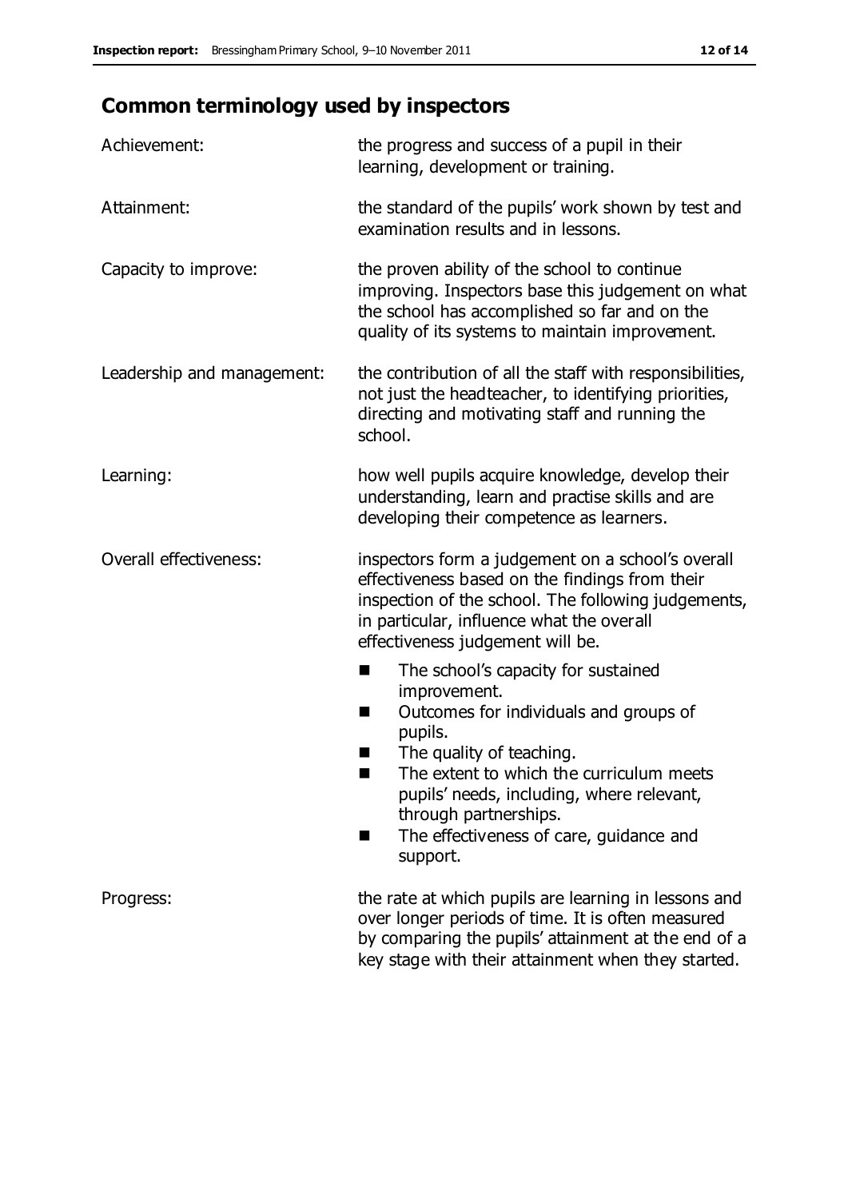## Common terminology used by inspectors

| | |
|---|---|
| Achievement: | the progress and success of a pupil in their learning, development or training. |
| Attainment: | the standard of the pupils' work shown by test and examination results and in lessons. |
| Capacity to improve: | the proven ability of the school to continue improving. Inspectors base this judgement on what the school has accomplished so far and on the quality of its systems to maintain improvement. |
| Leadership and management: | the contribution of all the staff with responsibilities, not just the headteacher, to identifying priorities, directing and motivating staff and running the school. |
| Learning: | how well pupils acquire knowledge, develop their understanding, learn and practise skills and are developing their competence as learners. |
| Overall effectiveness: | inspectors form a judgement on a school's overall effectiveness based on the findings from their inspection of the school. The following judgements, in particular, influence what the overall effectiveness judgement will be. <br>■ The school's capacity for sustained improvement.<br>■ Outcomes for individuals and groups of pupils.<br>■ The quality of teaching.<br>■ The extent to which the curriculum meets pupils' needs, including, where relevant, through partnerships.<br>■ The effectiveness of care, guidance and support. |
| Progress: | the rate at which pupils are learning in lessons and over longer periods of time. It is often measured by comparing the pupils' attainment at the end of a key stage with their attainment when they started. |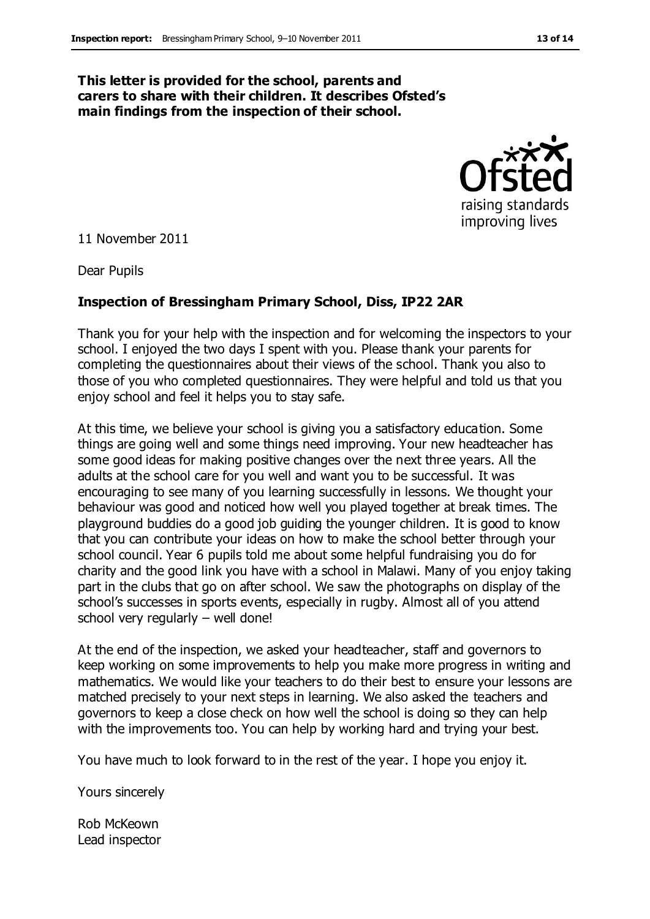**This letter is provided for the school, parents and carers to share with their children. It describes Ofsted's main findings from the inspection of their school.**

11 November 2011

Dear Pupils

**Inspection of Bressingham Primary School, Diss, IP22 2AR**

Thank you for your help with the inspection and for welcoming the inspectors to your school. I enjoyed the two days I spent with you. Please thank your parents for completing the questionnaires about their views of the school. Thank you also to those of you who completed questionnaires. They were helpful and told us that you enjoy school and feel it helps you to stay safe.

At this time, we believe your school is giving you a satisfactory education. Some things are going well and some things need improving. Your new headteacher has some good ideas for making positive changes over the next three years. All the adults at the school care for you well and want you to be successful. It was encouraging to see many of you learning successfully in lessons. We thought your behaviour was good and noticed how well you played together at break times. The playground buddies do a good job guiding the younger children. It is good to know that you can contribute your ideas on how to make the school better through your school council. Year 6 pupils told me about some helpful fundraising you do for charity and the good link you have with a school in Malawi. Many of you enjoy taking part in the clubs that go on after school. We saw the photographs on display of the school's successes in sports events, especially in rugby. Almost all of you attend school very regularly – well done!

At the end of the inspection, we asked your headteacher, staff and governors to keep working on some improvements to help you make more progress in writing and mathematics. We would like your teachers to do their best to ensure your lessons are matched precisely to your next steps in learning. We also asked the teachers and governors to keep a close check on how well the school is doing so they can help with the improvements too. You can help by working hard and trying your best.

You have much to look forward to in the rest of the year. I hope you enjoy it.

Yours sincerely

Rob McKeown
Lead inspector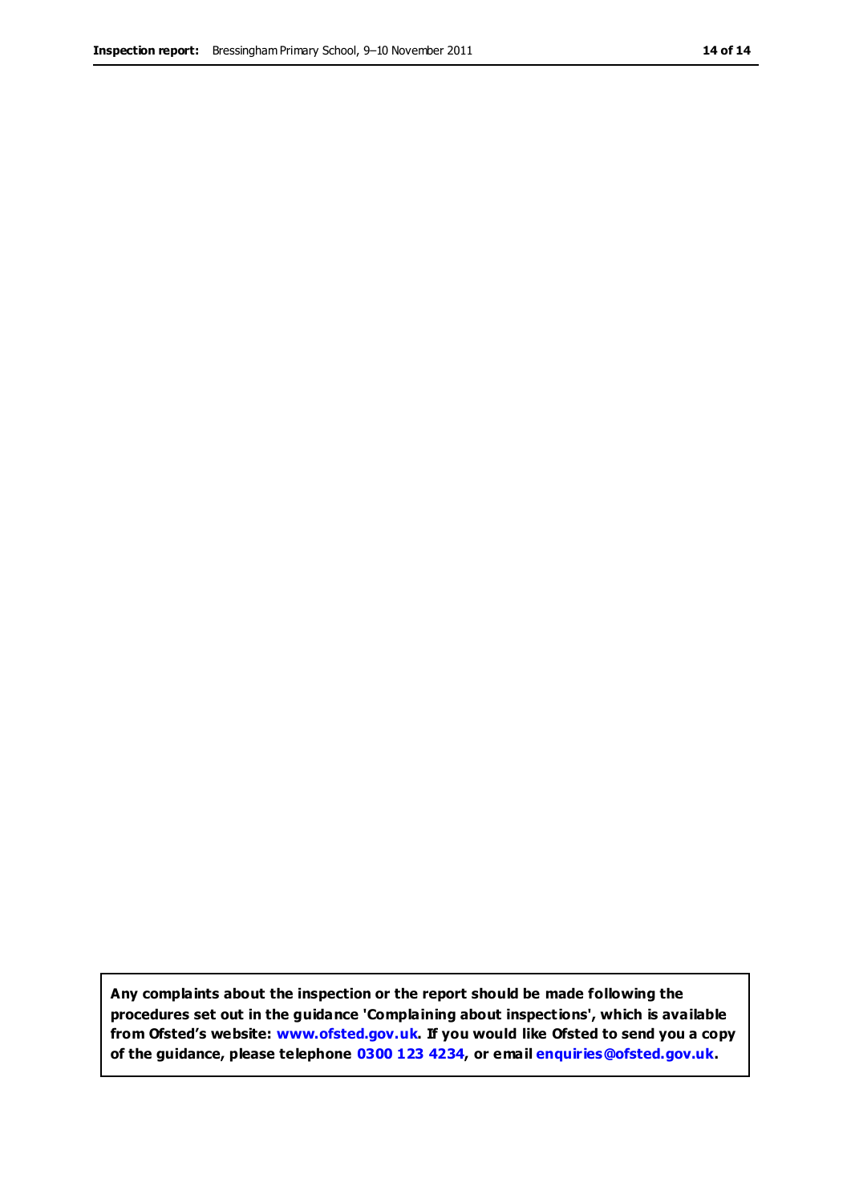**Any complaints about the inspection or the report should be made following the procedures set out in the guidance 'Complaining about inspections', which is available from Ofsted's website: www.ofsted.gov.uk. If you would like Ofsted to send you a copy of the guidance, please telephone 0300 123 4234, or email enquiries@ofsted.gov.uk.**